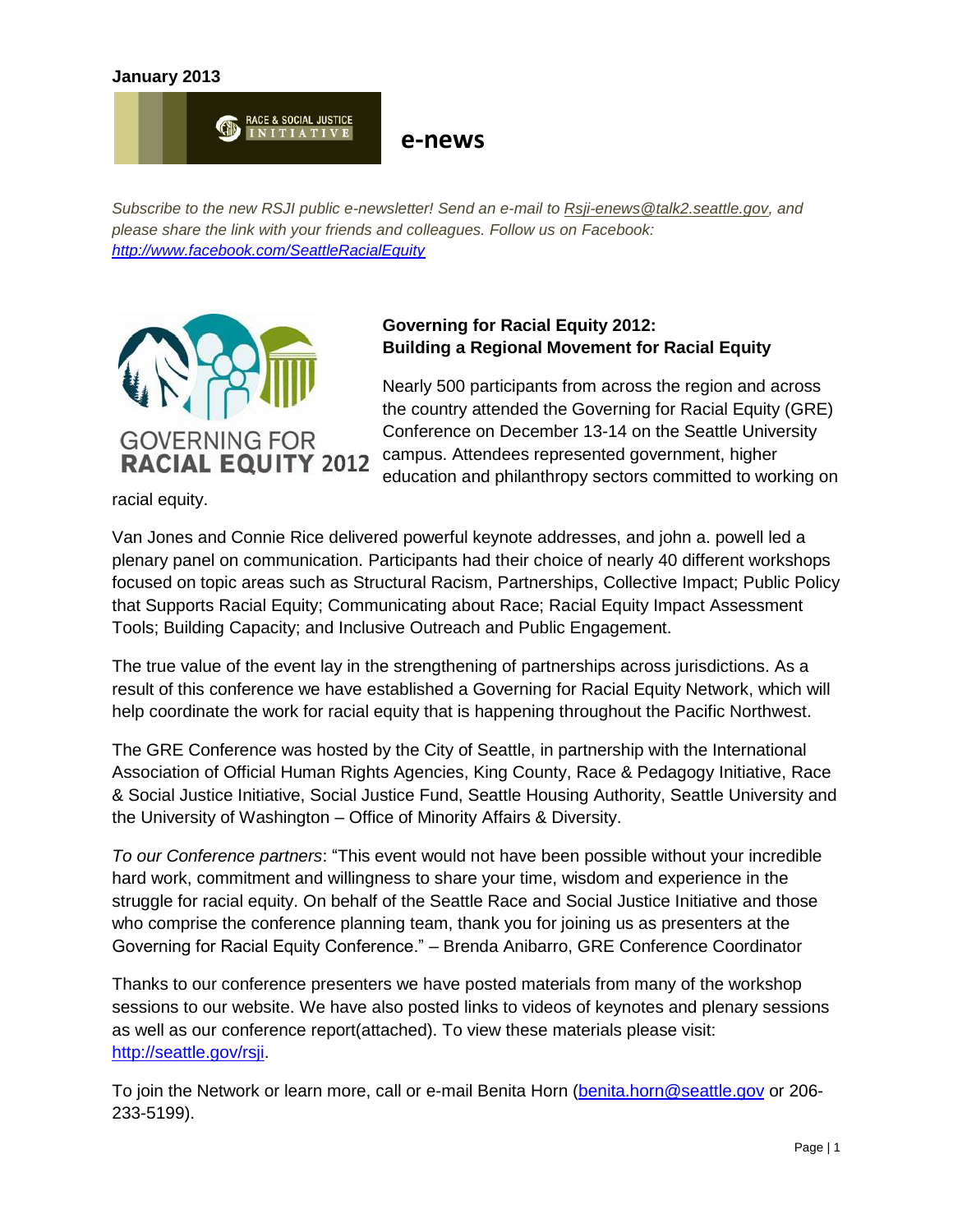**January 2013**

RACE & SOCIAL JUSTICE INITIATIVE

## e-news

*Subscribe to the new RSJI public e-newsletter! Send an e-mail to Rsji-enews@talk2.seattle.gov, and please share the link with your friends and colleagues. Follow us on Facebook: http://www.facebook.com/SeattleRacialEquity*

GOVERNING FOR RACIAL EQUITY 2012

### Governing for Racial Equity 2012: Building a Regional Movement for Racial Equity

Nearly 500 participants from across the region and across the country attended the Governing for Racial Equity (GRE) Conference on December 13-14 on the Seattle University campus. Attendees represented government, higher education and philanthropy sectors committed to working on racial equity.

Van Jones and Connie Rice delivered powerful keynote addresses, and john a. powell led a plenary panel on communication. Participants had their choice of nearly 40 different workshops focused on topic areas such as Structural Racism, Partnerships, Collective Impact; Public Policy that Supports Racial Equity; Communicating about Race; Racial Equity Impact Assessment Tools; Building Capacity; and Inclusive Outreach and Public Engagement.

The true value of the event lay in the strengthening of partnerships across jurisdictions. As a result of this conference we have established a Governing for Racial Equity Network, which will help coordinate the work for racial equity that is happening throughout the Pacific Northwest.

The GRE Conference was hosted by the City of Seattle, in partnership with the International Association of Official Human Rights Agencies, King County, Race & Pedagogy Initiative, Race & Social Justice Initiative, Social Justice Fund, Seattle Housing Authority, Seattle University and the University of Washington – Office of Minority Affairs & Diversity.

*To our Conference partners*: "This event would not have been possible without your incredible hard work, commitment and willingness to share your time, wisdom and experience in the struggle for racial equity. On behalf of the Seattle Race and Social Justice Initiative and those who comprise the conference planning team, thank you for joining us as presenters at the Governing for Racial Equity Conference." – Brenda Anibarro, GRE Conference Coordinator

Thanks to our conference presenters we have posted materials from many of the workshop sessions to our website. We have also posted links to videos of keynotes and plenary sessions as well as our conference report(attached). To view these materials please visit: http://seattle.gov/rsji.

To join the Network or learn more, call or e-mail Benita Horn (benita.horn@seattle.gov or 206-233-5199).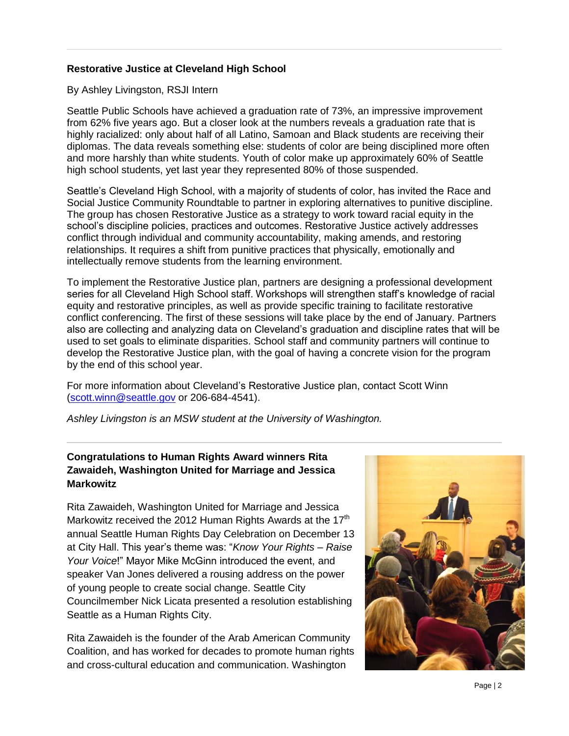## Restorative Justice at Cleveland High School

By Ashley Livingston, RSJI Intern

Seattle Public Schools have achieved a graduation rate of 73%, an impressive improvement from 62% five years ago. But a closer look at the numbers reveals a graduation rate that is highly racialized: only about half of all Latino, Samoan and Black students are receiving their diplomas. The data reveals something else: students of color are being disciplined more often and more harshly than white students. Youth of color make up approximately 60% of Seattle high school students, yet last year they represented 80% of those suspended.

Seattle's Cleveland High School, with a majority of students of color, has invited the Race and Social Justice Community Roundtable to partner in exploring alternatives to punitive discipline. The group has chosen Restorative Justice as a strategy to work toward racial equity in the school's discipline policies, practices and outcomes. Restorative Justice actively addresses conflict through individual and community accountability, making amends, and restoring relationships. It requires a shift from punitive practices that physically, emotionally and intellectually remove students from the learning environment.

To implement the Restorative Justice plan, partners are designing a professional development series for all Cleveland High School staff. Workshops will strengthen staff's knowledge of racial equity and restorative principles, as well as provide specific training to facilitate restorative conflict conferencing. The first of these sessions will take place by the end of January. Partners also are collecting and analyzing data on Cleveland's graduation and discipline rates that will be used to set goals to eliminate disparities. School staff and community partners will continue to develop the Restorative Justice plan, with the goal of having a concrete vision for the program by the end of this school year.

For more information about Cleveland's Restorative Justice plan, contact Scott Winn (scott.winn@seattle.gov or 206-684-4541).

*Ashley Livingston is an MSW student at the University of Washington.*

---

## Congratulations to Human Rights Award winners Rita Zawaideh, Washington United for Marriage and Jessica Markowitz

Rita Zawaideh, Washington United for Marriage and Jessica Markowitz received the 2012 Human Rights Awards at the 17th annual Seattle Human Rights Day Celebration on December 13 at City Hall. This year's theme was: "*Know Your Rights – Raise Your Voice*!" Mayor Mike McGinn introduced the event, and speaker Van Jones delivered a rousing address on the power of young people to create social change. Seattle City Councilmember Nick Licata presented a resolution establishing Seattle as a Human Rights City.

Rita Zawaideh is the founder of the Arab American Community Coalition, and has worked for decades to promote human rights and cross-cultural education and communication. Washington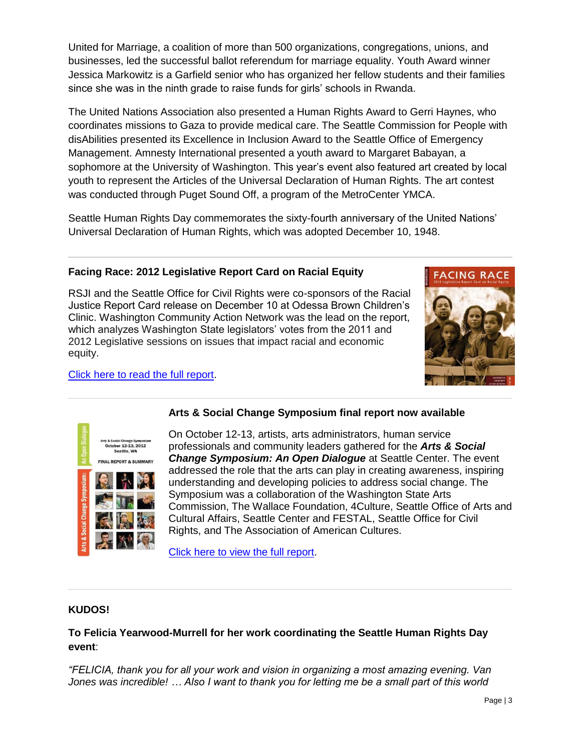United for Marriage, a coalition of more than 500 organizations, congregations, unions, and businesses, led the successful ballot referendum for marriage equality. Youth Award winner Jessica Markowitz is a Garfield senior who has organized her fellow students and their families since she was in the ninth grade to raise funds for girls' schools in Rwanda.

The United Nations Association also presented a Human Rights Award to Gerri Haynes, who coordinates missions to Gaza to provide medical care. The Seattle Commission for People with disAbilities presented its Excellence in Inclusion Award to the Seattle Office of Emergency Management. Amnesty International presented a youth award to Margaret Babayan, a sophomore at the University of Washington. This year's event also featured art created by local youth to represent the Articles of the Universal Declaration of Human Rights. The art contest was conducted through Puget Sound Off, a program of the MetroCenter YMCA.

Seattle Human Rights Day commemorates the sixty-fourth anniversary of the United Nations' Universal Declaration of Human Rights, which was adopted December 10, 1948.

---

**Facing Race: 2012 Legislative Report Card on Racial Equity**

RSJI and the Seattle Office for Civil Rights were co-sponsors of the Racial Justice Report Card release on December 10 at Odessa Brown Children's Clinic. Washington Community Action Network was the lead on the report, which analyzes Washington State legislators' votes from the 2011 and 2012 Legislative sessions on issues that impact racial and economic equity.

Click here to read the full report.

---

**Arts & Social Change Symposium final report now available**

On October 12-13, artists, arts administrators, human service professionals and community leaders gathered for the ***Arts & Social Change Symposium: An Open Dialogue*** at Seattle Center. The event addressed the role that the arts can play in creating awareness, inspiring understanding and developing policies to address social change. The Symposium was a collaboration of the Washington State Arts Commission, The Wallace Foundation, 4Culture, Seattle Office of Arts and Cultural Affairs, Seattle Center and FESTAL, Seattle Office for Civil Rights, and The Association of American Cultures.

Click here to view the full report.

---

**KUDOS!**

**To Felicia Yearwood-Murrell for her work coordinating the Seattle Human Rights Day event**:

*"FELICIA, thank you for all your work and vision in organizing a most amazing evening. Van Jones was incredible! … Also I want to thank you for letting me be a small part of this world*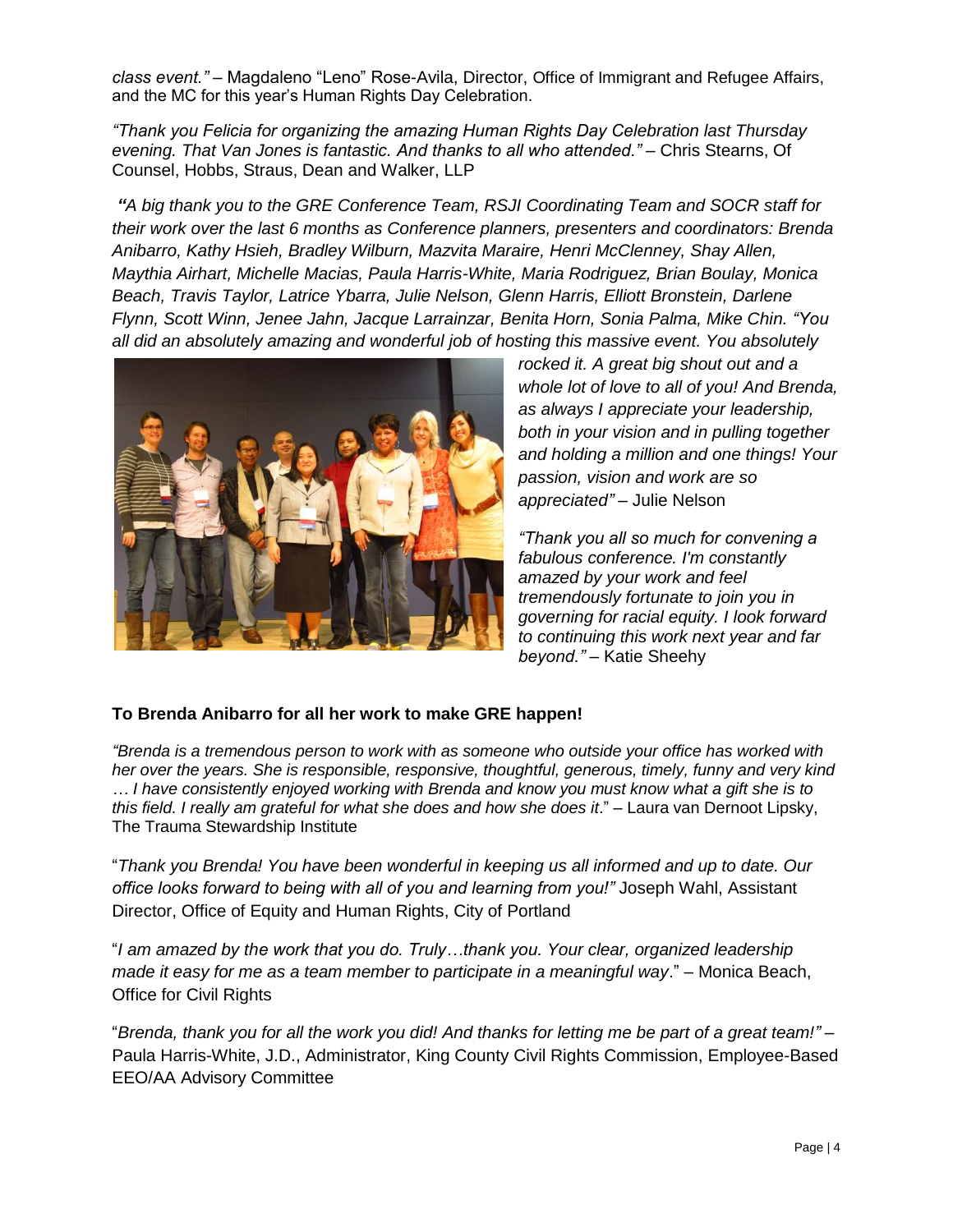*class event."* – Magdaleno "Leno" Rose-Avila, Director, Office of Immigrant and Refugee Affairs, and the MC for this year's Human Rights Day Celebration.

*"Thank you Felicia for organizing the amazing Human Rights Day Celebration last Thursday evening. That Van Jones is fantastic. And thanks to all who attended."* – Chris Stearns, Of Counsel, Hobbs, Straus, Dean and Walker, LLP

*"A big thank you to the GRE Conference Team, RSJI Coordinating Team and SOCR staff for their work over the last 6 months as Conference planners, presenters and coordinators: Brenda Anibarro, Kathy Hsieh, Bradley Wilburn, Mazvita Maraire, Henri McClenney, Shay Allen, Maythia Airhart, Michelle Macias, Paula Harris-White, Maria Rodriguez, Brian Boulay, Monica Beach, Travis Taylor, Latrice Ybarra, Julie Nelson, Glenn Harris, Elliott Bronstein, Darlene Flynn, Scott Winn, Jenee Jahn, Jacque Larrainzar, Benita Horn, Sonia Palma, Mike Chin. "You all did an absolutely amazing and wonderful job of hosting this massive event. You absolutely rocked it. A great big shout out and a whole lot of love to all of you! And Brenda, as always I appreciate your leadership, both in your vision and in pulling together and holding a million and one things! Your passion, vision and work are so appreciated"* – Julie Nelson

*"Thank you all so much for convening a fabulous conference. I'm constantly amazed by your work and feel tremendously fortunate to join you in governing for racial equity. I look forward to continuing this work next year and far beyond."* – Katie Sheehy

**To Brenda Anibarro for all her work to make GRE happen!**

*"Brenda is a tremendous person to work with as someone who outside your office has worked with her over the years. She is responsible, responsive, thoughtful, generous, timely, funny and very kind … I have consistently enjoyed working with Brenda and know you must know what a gift she is to this field. I really am grateful for what she does and how she does it*." – Laura van Dernoot Lipsky, The Trauma Stewardship Institute

"*Thank you Brenda! You have been wonderful in keeping us all informed and up to date. Our office looks forward to being with all of you and learning from you!"* Joseph Wahl, Assistant Director, Office of Equity and Human Rights, City of Portland

"*I am amazed by the work that you do. Truly…thank you. Your clear, organized leadership made it easy for me as a team member to participate in a meaningful way*." – Monica Beach, Office for Civil Rights

"*Brenda, thank you for all the work you did! And thanks for letting me be part of a great team!"* – Paula Harris-White, J.D., Administrator, King County Civil Rights Commission, Employee-Based EEO/AA Advisory Committee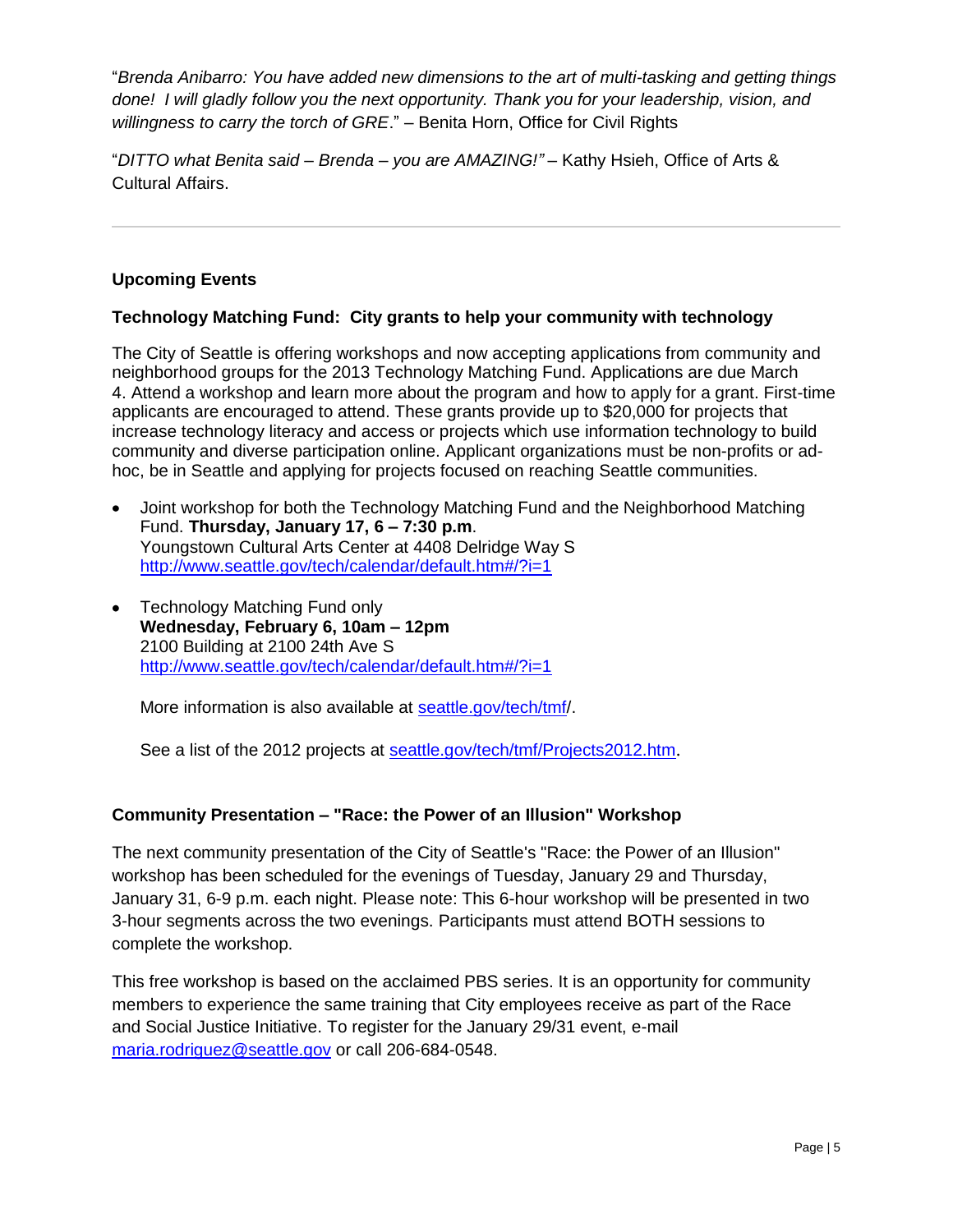"*Brenda Anibarro: You have added new dimensions to the art of multi-tasking and getting things done! I will gladly follow you the next opportunity. Thank you for your leadership, vision, and willingness to carry the torch of GRE*." – Benita Horn, Office for Civil Rights

"*DITTO what Benita said – Brenda – you are AMAZING!"* – Kathy Hsieh, Office of Arts & Cultural Affairs.

---

**Upcoming Events**

**Technology Matching Fund: City grants to help your community with technology**

The City of Seattle is offering workshops and now accepting applications from community and neighborhood groups for the 2013 Technology Matching Fund. Applications are due March 4. Attend a workshop and learn more about the program and how to apply for a grant. First-time applicants are encouraged to attend. These grants provide up to $20,000 for projects that increase technology literacy and access or projects which use information technology to build community and diverse participation online. Applicant organizations must be non-profits or ad-hoc, be in Seattle and applying for projects focused on reaching Seattle communities.

- Joint workshop for both the Technology Matching Fund and the Neighborhood Matching Fund. **Thursday, January 17, 6 – 7:30 p.m**.
  Youngstown Cultural Arts Center at 4408 Delridge Way S
  http://www.seattle.gov/tech/calendar/default.htm#/?i=1

- Technology Matching Fund only
  **Wednesday, February 6, 10am – 12pm**
  2100 Building at 2100 24th Ave S
  http://www.seattle.gov/tech/calendar/default.htm#/?i=1

  More information is also available at seattle.gov/tech/tmf/.

  See a list of the 2012 projects at seattle.gov/tech/tmf/Projects2012.htm.

**Community Presentation – "Race: the Power of an Illusion" Workshop**

The next community presentation of the City of Seattle's "Race: the Power of an Illusion" workshop has been scheduled for the evenings of Tuesday, January 29 and Thursday, January 31, 6-9 p.m. each night. Please note: This 6-hour workshop will be presented in two 3-hour segments across the two evenings. Participants must attend BOTH sessions to complete the workshop.

This free workshop is based on the acclaimed PBS series. It is an opportunity for community members to experience the same training that City employees receive as part of the Race and Social Justice Initiative. To register for the January 29/31 event, e-mail maria.rodriguez@seattle.gov or call 206-684-0548.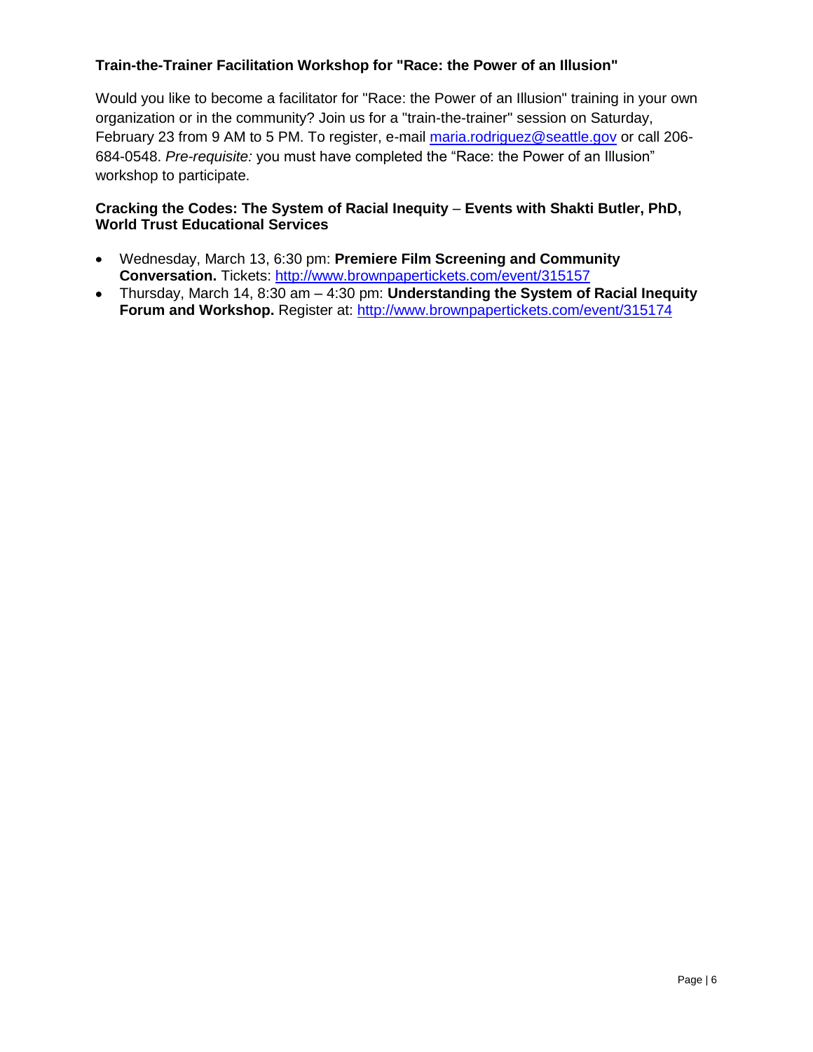### Train-the-Trainer Facilitation Workshop for "Race: the Power of an Illusion"

Would you like to become a facilitator for "Race: the Power of an Illusion" training in your own organization or in the community? Join us for a "train-the-trainer" session on Saturday, February 23 from 9 AM to 5 PM. To register, e-mail maria.rodriguez@seattle.gov or call 206-684-0548. *Pre-requisite:* you must have completed the "Race: the Power of an Illusion" workshop to participate.

### Cracking the Codes: The System of Racial Inequity – Events with Shakti Butler, PhD, World Trust Educational Services

- Wednesday, March 13, 6:30 pm: **Premiere Film Screening and Community Conversation.** Tickets: http://www.brownpapertickets.com/event/315157
- Thursday, March 14, 8:30 am – 4:30 pm: **Understanding the System of Racial Inequity Forum and Workshop.** Register at: http://www.brownpapertickets.com/event/315174